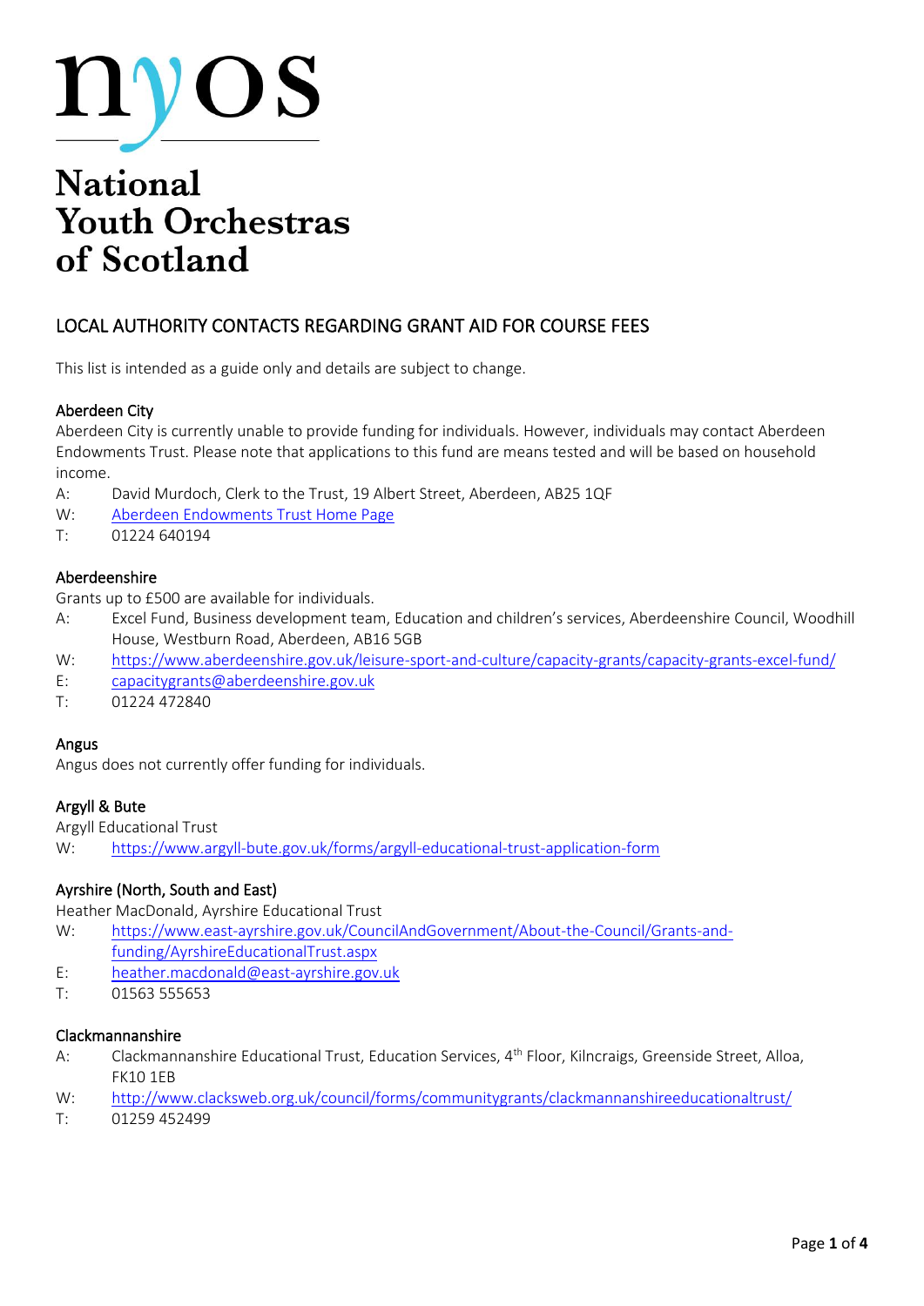# nyos

# National Youth Orchestras of Scotland

## LOCAL AUTHORITY CONTACTS REGARDING GRANT AID FOR COURSE FEES

This list is intended as a guide only and details are subject to change.

### Aberdeen City

Aberdeen City is currently unable to provide funding for individuals. However, individuals may contact Aberdeen Endowments Trust. Please note that applications to this fund are means tested and will be based on household income.

A: David Murdoch, Clerk to the Trust, 19 Albert Street, Aberdeen, AB25 1QF
W: Aberdeen Endowments Trust Home Page
T: 01224 640194

### Aberdeenshire

Grants up to £500 are available for individuals.

A: Excel Fund, Business development team, Education and children's services, Aberdeenshire Council, Woodhill House, Westburn Road, Aberdeen, AB16 5GB
W: https://www.aberdeenshire.gov.uk/leisure-sport-and-culture/capacity-grants/capacity-grants-excel-fund/
E: capacitygrants@aberdeenshire.gov.uk
T: 01224 472840

### Angus

Angus does not currently offer funding for individuals.

### Argyll & Bute

Argyll Educational Trust
W: https://www.argyll-bute.gov.uk/forms/argyll-educational-trust-application-form

### Ayrshire (North, South and East)

Heather MacDonald, Ayrshire Educational Trust
W: https://www.east-ayrshire.gov.uk/CouncilAndGovernment/About-the-Council/Grants-and-funding/AyrshireEducationalTrust.aspx
E: heather.macdonald@east-ayrshire.gov.uk
T: 01563 555653

### Clackmannanshire

A: Clackmannanshire Educational Trust, Education Services, 4th Floor, Kilncraigs, Greenside Street, Alloa, FK10 1EB
W: http://www.clacksweb.org.uk/council/forms/communitygrants/clackmannanshireeducationaltrust/
T: 01259 452499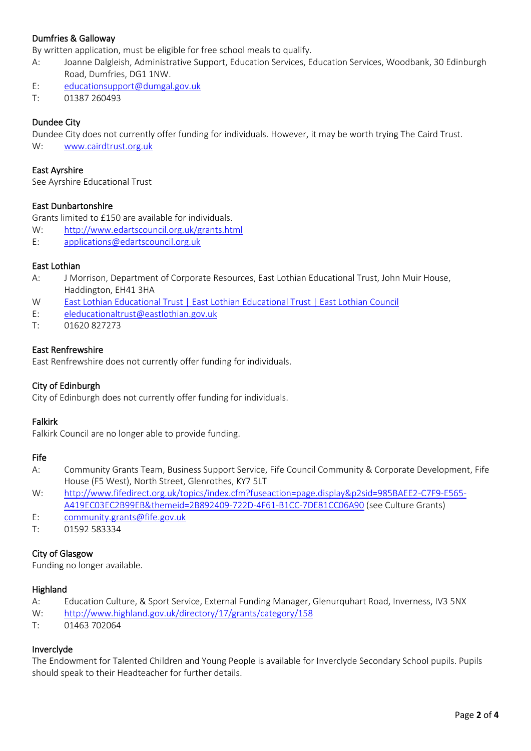### Dumfries & Galloway

By written application, must be eligible for free school meals to qualify.

A: Joanne Dalgleish, Administrative Support, Education Services, Education Services, Woodbank, 30 Edinburgh Road, Dumfries, DG1 1NW.
E: educationsupport@dumgal.gov.uk
T: 01387 260493

### Dundee City

Dundee City does not currently offer funding for individuals. However, it may be worth trying The Caird Trust.

W: www.cairdtrust.org.uk

### East Ayrshire

See Ayrshire Educational Trust

### East Dunbartonshire

Grants limited to £150 are available for individuals.

W: http://www.edartscouncil.org.uk/grants.html
E: applications@edartscouncil.org.uk

### East Lothian

A: J Morrison, Department of Corporate Resources, East Lothian Educational Trust, John Muir House, Haddington, EH41 3HA
W East Lothian Educational Trust | East Lothian Educational Trust | East Lothian Council
E: eleducationaltrust@eastlothian.gov.uk
T: 01620 827273

### East Renfrewshire

East Renfrewshire does not currently offer funding for individuals.

### City of Edinburgh

City of Edinburgh does not currently offer funding for individuals.

### Falkirk

Falkirk Council are no longer able to provide funding.

### Fife

A: Community Grants Team, Business Support Service, Fife Council Community & Corporate Development, Fife House (F5 West), North Street, Glenrothes, KY7 5LT
W: http://www.fifedirect.org.uk/topics/index.cfm?fuseaction=page.display&p2sid=985BAEE2-C7F9-E565-A419EC03EC2B99EB&themeid=2B892409-722D-4F61-B1CC-7DE81CC06A90 (see Culture Grants)
E: community.grants@fife.gov.uk
T: 01592 583334

### City of Glasgow

Funding no longer available.

### Highland

A: Education Culture, & Sport Service, External Funding Manager, Glenurquhart Road, Inverness, IV3 5NX
W: http://www.highland.gov.uk/directory/17/grants/category/158
T: 01463 702064

### Inverclyde

The Endowment for Talented Children and Young People is available for Inverclyde Secondary School pupils. Pupils should speak to their Headteacher for further details.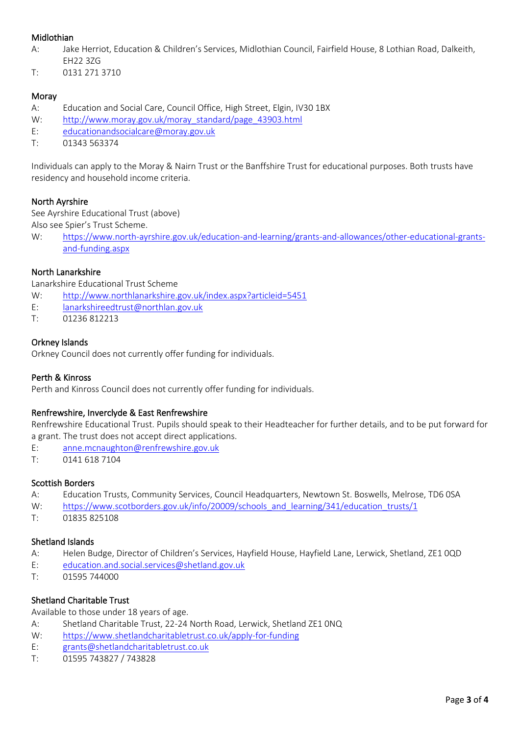### Midlothian

A: Jake Herriot, Education & Children's Services, Midlothian Council, Fairfield House, 8 Lothian Road, Dalkeith, EH22 3ZG
T: 0131 271 3710

### Moray

A: Education and Social Care, Council Office, High Street, Elgin, IV30 1BX
W: http://www.moray.gov.uk/moray_standard/page_43903.html
E: educationandsocialcare@moray.gov.uk
T: 01343 563374

Individuals can apply to the Moray & Nairn Trust or the Banffshire Trust for educational purposes. Both trusts have residency and household income criteria.

### North Ayrshire

See Ayrshire Educational Trust (above)
Also see Spier's Trust Scheme.
W: https://www.north-ayrshire.gov.uk/education-and-learning/grants-and-allowances/other-educational-grants-and-funding.aspx

### North Lanarkshire

Lanarkshire Educational Trust Scheme
W: http://www.northlanarkshire.gov.uk/index.aspx?articleid=5451
E: lanarkshireedtrust@northlan.gov.uk
T: 01236 812213

### Orkney Islands

Orkney Council does not currently offer funding for individuals.

### Perth & Kinross

Perth and Kinross Council does not currently offer funding for individuals.

### Renfrewshire, Inverclyde & East Renfrewshire

Renfrewshire Educational Trust. Pupils should speak to their Headteacher for further details, and to be put forward for a grant. The trust does not accept direct applications.
E: anne.mcnaughton@renfrewshire.gov.uk
T: 0141 618 7104

### Scottish Borders

A: Education Trusts, Community Services, Council Headquarters, Newtown St. Boswells, Melrose, TD6 0SA
W: https://www.scotborders.gov.uk/info/20009/schools_and_learning/341/education_trusts/1
T: 01835 825108

### Shetland Islands

A: Helen Budge, Director of Children's Services, Hayfield House, Hayfield Lane, Lerwick, Shetland, ZE1 0QD
E: education.and.social.services@shetland.gov.uk
T: 01595 744000

### Shetland Charitable Trust

Available to those under 18 years of age.
A: Shetland Charitable Trust, 22-24 North Road, Lerwick, Shetland ZE1 0NQ
W: https://www.shetlandcharitabletrust.co.uk/apply-for-funding
E: grants@shetlandcharitabletrust.co.uk
T: 01595 743827 / 743828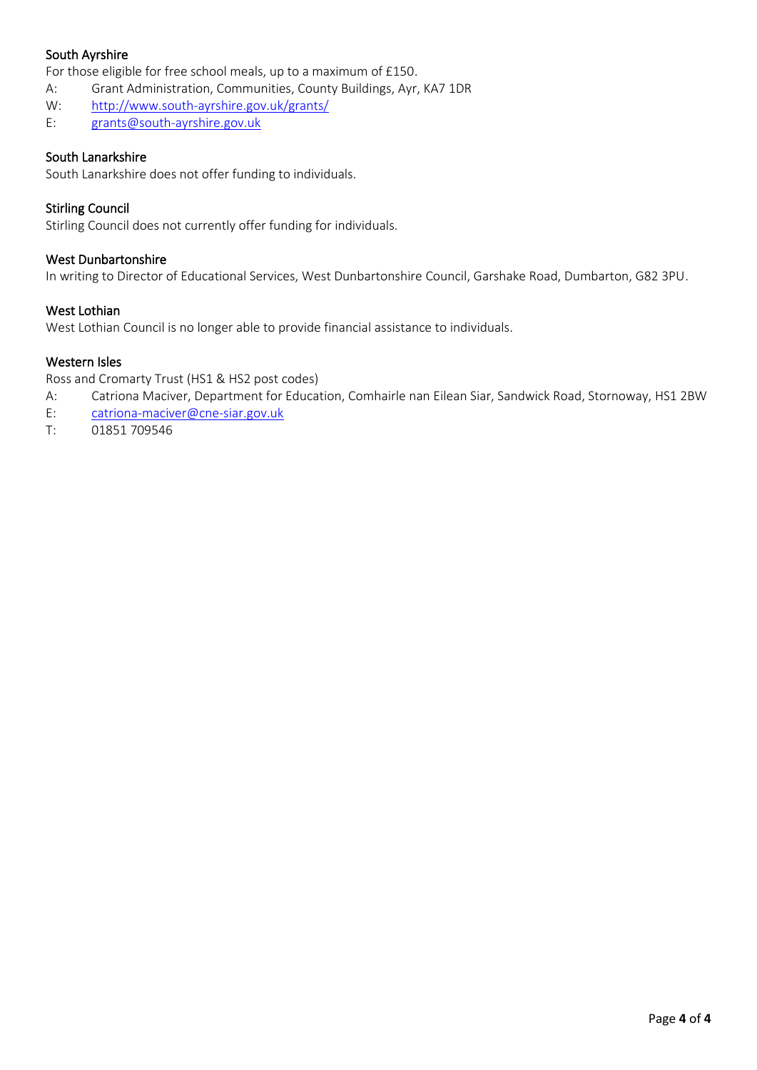### South Ayrshire

For those eligible for free school meals, up to a maximum of £150.

A: Grant Administration, Communities, County Buildings, Ayr, KA7 1DR
W: http://www.south-ayrshire.gov.uk/grants/
E: grants@south-ayrshire.gov.uk

### South Lanarkshire

South Lanarkshire does not offer funding to individuals.

### Stirling Council

Stirling Council does not currently offer funding for individuals.

### West Dunbartonshire

In writing to Director of Educational Services, West Dunbartonshire Council, Garshake Road, Dumbarton, G82 3PU.

### West Lothian

West Lothian Council is no longer able to provide financial assistance to individuals.

### Western Isles

Ross and Cromarty Trust (HS1 & HS2 post codes)

A: Catriona Maciver, Department for Education, Comhairle nan Eilean Siar, Sandwick Road, Stornoway, HS1 2BW
E: catriona-maciver@cne-siar.gov.uk
T: 01851 709546